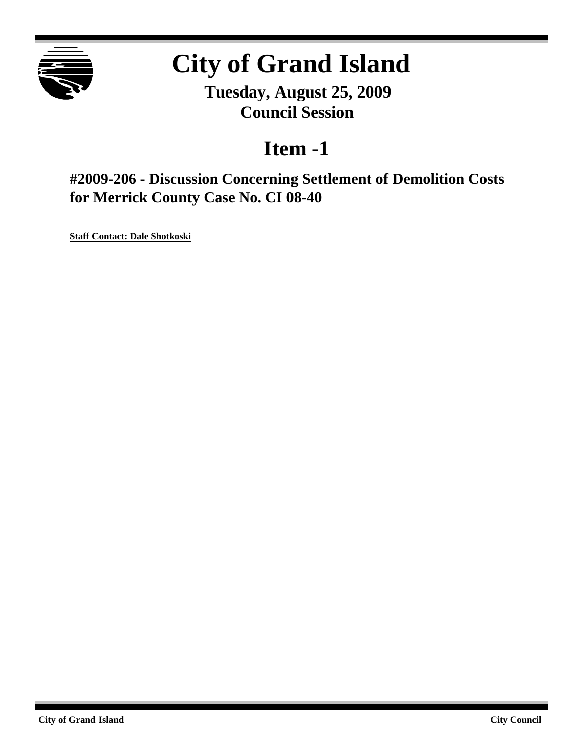# City of Grand Island

**Tuesday, August 25, 2009**
**Council Session**

## Item -1

### #2009-206 - Discussion Concerning Settlement of Demolition Costs for Merrick County Case No. CI 08-40

**Staff Contact: Dale Shotkoski**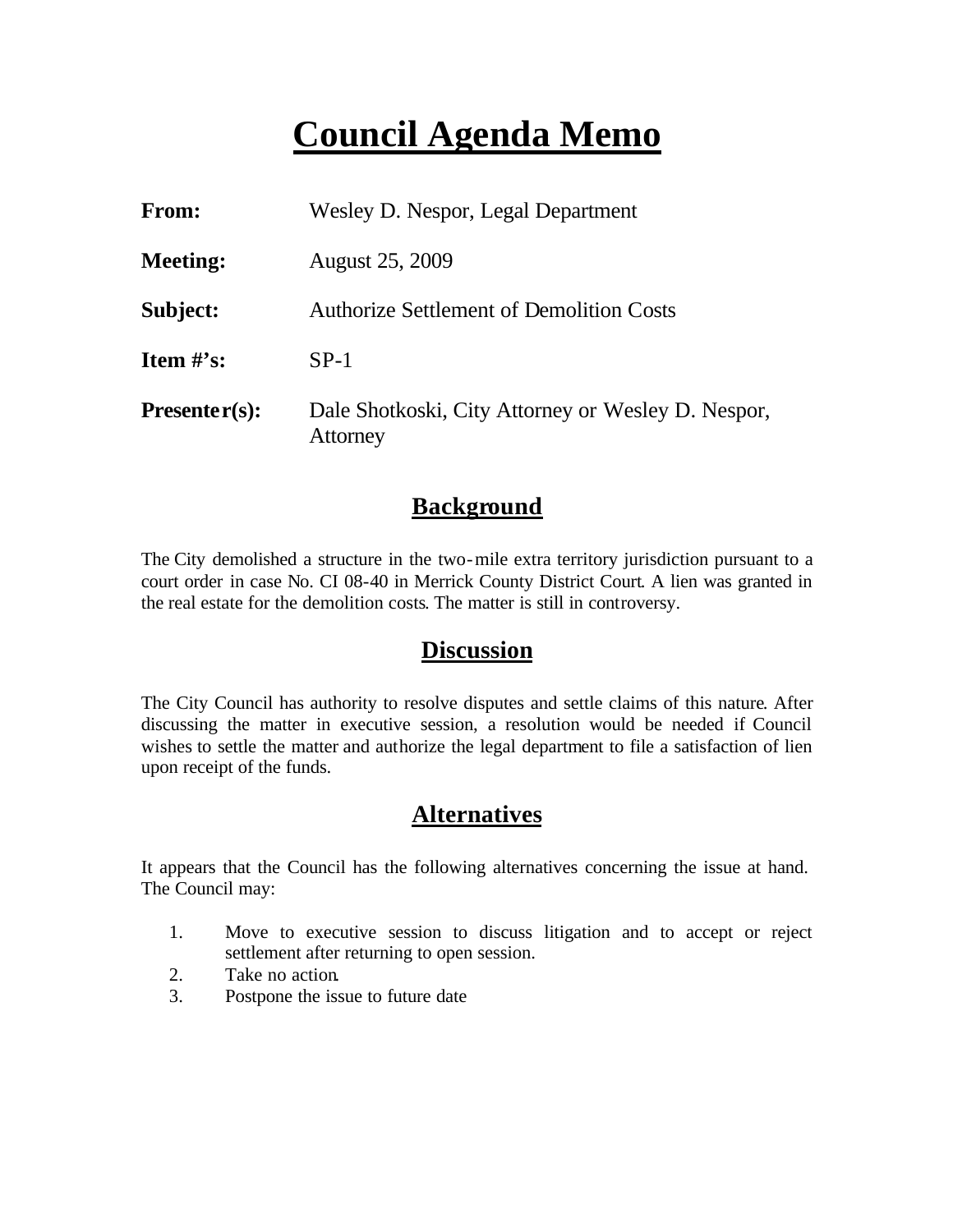# Council Agenda Memo

| | |
|---|---|
| **From:** | Wesley D. Nespor, Legal Department |
| **Meeting:** | August 25, 2009 |
| **Subject:** | Authorize Settlement of Demolition Costs |
| **Item #'s:** | SP-1 |
| **Presenter(s):** | Dale Shotkoski, City Attorney or Wesley D. Nespor, Attorney |

## Background

The City demolished a structure in the two-mile extra territory jurisdiction pursuant to a court order in case No. CI 08-40 in Merrick County District Court. A lien was granted in the real estate for the demolition costs. The matter is still in controversy.

## Discussion

The City Council has authority to resolve disputes and settle claims of this nature. After discussing the matter in executive session, a resolution would be needed if Council wishes to settle the matter and authorize the legal department to file a satisfaction of lien upon receipt of the funds.

## Alternatives

It appears that the Council has the following alternatives concerning the issue at hand. The Council may:

1. Move to executive session to discuss litigation and to accept or reject settlement after returning to open session.
2. Take no action.
3. Postpone the issue to future date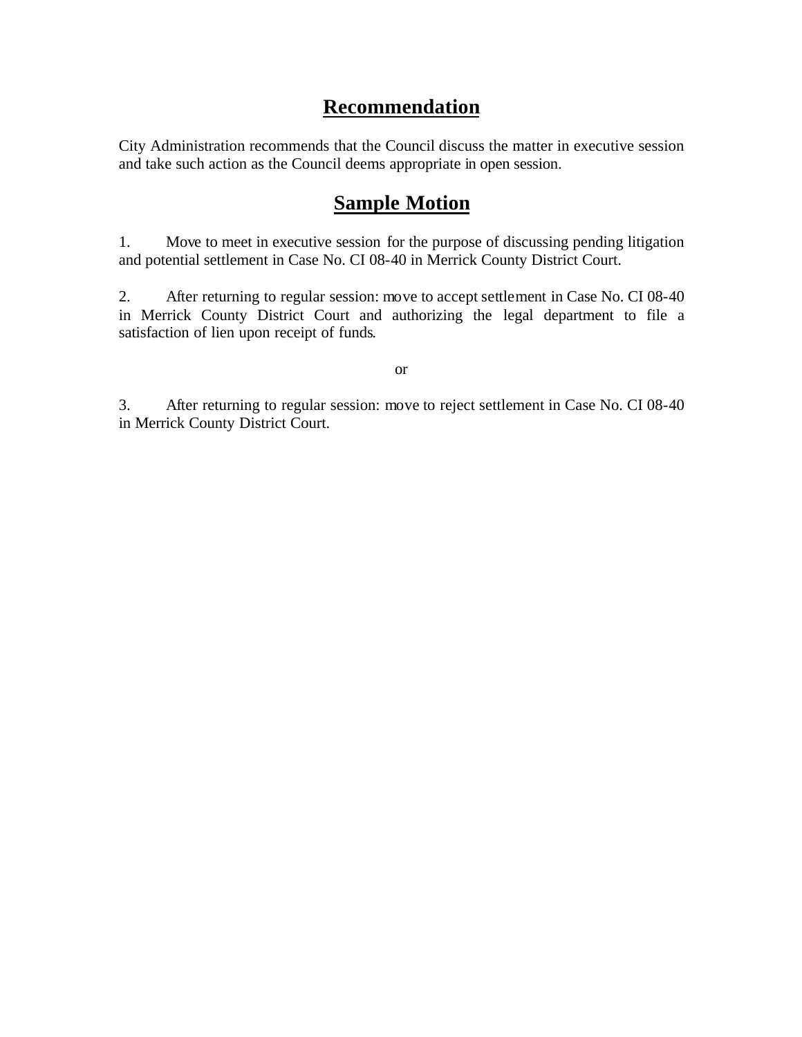## **Recommendation**

City Administration recommends that the Council discuss the matter in executive session and take such action as the Council deems appropriate in open session.

## **Sample Motion**

1. Move to meet in executive session for the purpose of discussing pending litigation and potential settlement in Case No. CI 08-40 in Merrick County District Court.

2. After returning to regular session: move to accept settlement in Case No. CI 08-40 in Merrick County District Court and authorizing the legal department to file a satisfaction of lien upon receipt of funds.

or

3. After returning to regular session: move to reject settlement in Case No. CI 08-40 in Merrick County District Court.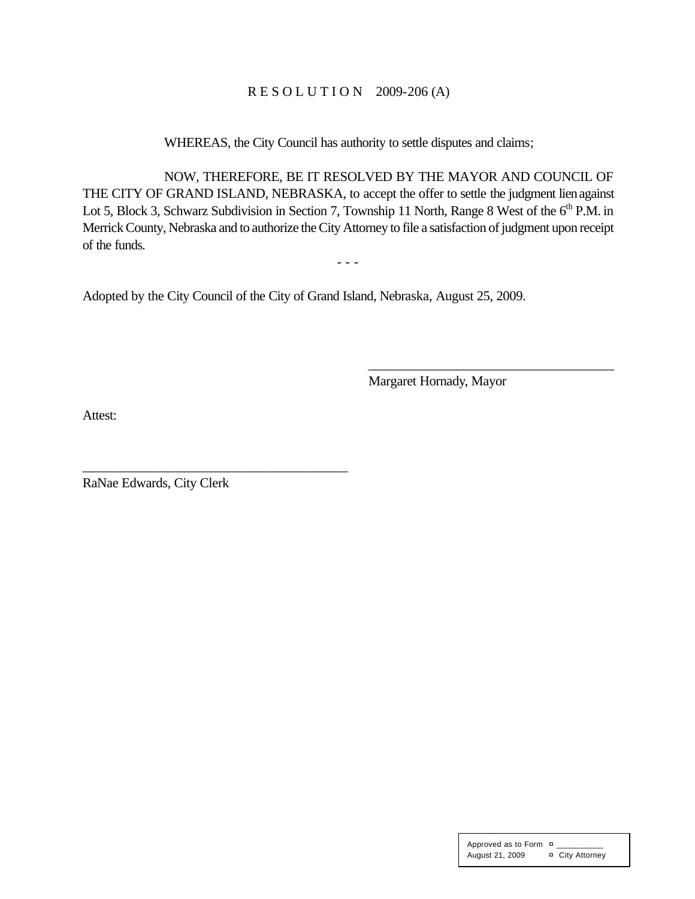# R E S O L U T I O N 2009-206 (A)

WHEREAS, the City Council has authority to settle disputes and claims;

NOW, THEREFORE, BE IT RESOLVED BY THE MAYOR AND COUNCIL OF THE CITY OF GRAND ISLAND, NEBRASKA, to accept the offer to settle the judgment lien against Lot 5, Block 3, Schwarz Subdivision in Section 7, Township 11 North, Range 8 West of the 6th P.M. in Merrick County, Nebraska and to authorize the City Attorney to file a satisfaction of judgment upon receipt of the funds.

- - -

Adopted by the City Council of the City of Grand Island, Nebraska, August 25, 2009.

\_\_\_\_\_\_\_\_\_\_\_\_\_\_\_\_\_\_\_\_\_\_\_\_\_\_\_\_\_\_\_\_\_\_\_\_\_\_\_

Margaret Hornady, Mayor

Attest:

\_\_\_\_\_\_\_\_\_\_\_\_\_\_\_\_\_\_\_\_\_\_\_\_\_\_\_\_\_\_\_\_\_\_\_\_\_\_\_

RaNae Edwards, City Clerk

| Approved as to Form | ¤ \_\_\_\_\_\_\_\_\_\_ |
|---|---|
| August 21, 2009 | ¤ City Attorney |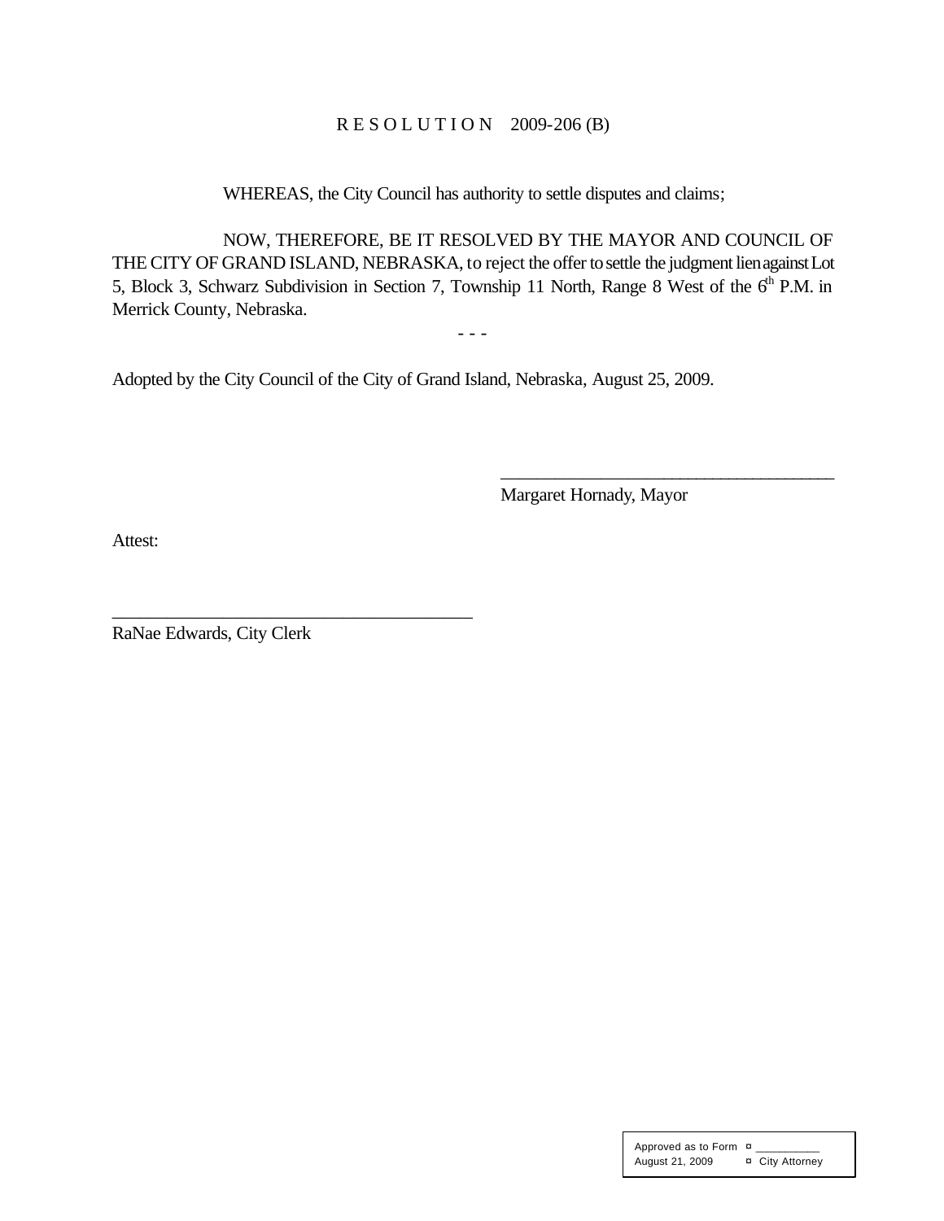# R E S O L U T I O N 2009-206 (B)

WHEREAS, the City Council has authority to settle disputes and claims;

NOW, THEREFORE, BE IT RESOLVED BY THE MAYOR AND COUNCIL OF THE CITY OF GRAND ISLAND, NEBRASKA, to reject the offer to settle the judgment lien against Lot 5, Block 3, Schwarz Subdivision in Section 7, Township 11 North, Range 8 West of the 6th P.M. in Merrick County, Nebraska.

\- - -

Adopted by the City Council of the City of Grand Island, Nebraska, August 25, 2009.

_____________________________________
Margaret Hornady, Mayor

Attest:

_____________________________________
RaNae Edwards, City Clerk

Approved as to Form ¤ __________
August 21, 2009 ¤ City Attorney